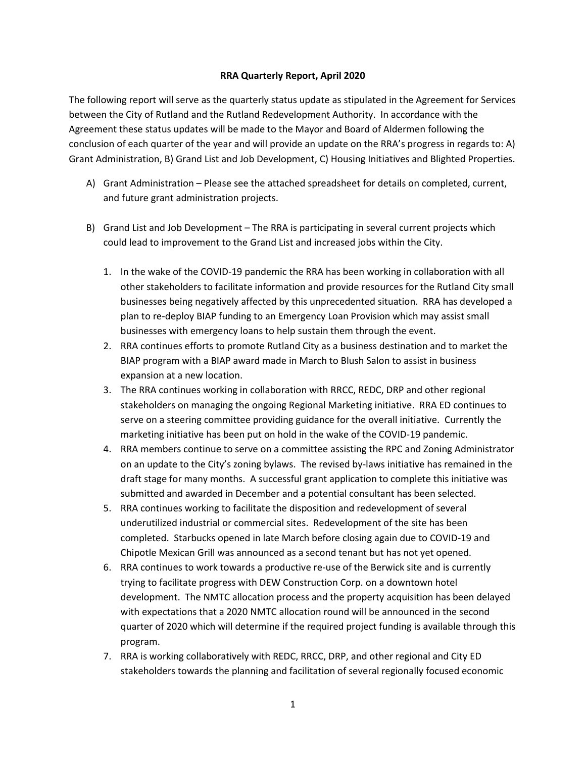**RRA Quarterly Report, April 2020**

The following report will serve as the quarterly status update as stipulated in the Agreement for Services between the City of Rutland and the Rutland Redevelopment Authority. In accordance with the Agreement these status updates will be made to the Mayor and Board of Aldermen following the conclusion of each quarter of the year and will provide an update on the RRA's progress in regards to: A) Grant Administration, B) Grand List and Job Development, C) Housing Initiatives and Blighted Properties.

A) Grant Administration – Please see the attached spreadsheet for details on completed, current, and future grant administration projects.

B) Grand List and Job Development – The RRA is participating in several current projects which could lead to improvement to the Grand List and increased jobs within the City.

   1. In the wake of the COVID-19 pandemic the RRA has been working in collaboration with all other stakeholders to facilitate information and provide resources for the Rutland City small businesses being negatively affected by this unprecedented situation. RRA has developed a plan to re-deploy BIAP funding to an Emergency Loan Provision which may assist small businesses with emergency loans to help sustain them through the event.
   2. RRA continues efforts to promote Rutland City as a business destination and to market the BIAP program with a BIAP award made in March to Blush Salon to assist in business expansion at a new location.
   3. The RRA continues working in collaboration with RRCC, REDC, DRP and other regional stakeholders on managing the ongoing Regional Marketing initiative. RRA ED continues to serve on a steering committee providing guidance for the overall initiative. Currently the marketing initiative has been put on hold in the wake of the COVID-19 pandemic.
   4. RRA members continue to serve on a committee assisting the RPC and Zoning Administrator on an update to the City's zoning bylaws. The revised by-laws initiative has remained in the draft stage for many months. A successful grant application to complete this initiative was submitted and awarded in December and a potential consultant has been selected.
   5. RRA continues working to facilitate the disposition and redevelopment of several underutilized industrial or commercial sites. Redevelopment of the site has been completed. Starbucks opened in late March before closing again due to COVID-19 and Chipotle Mexican Grill was announced as a second tenant but has not yet opened.
   6. RRA continues to work towards a productive re-use of the Berwick site and is currently trying to facilitate progress with DEW Construction Corp. on a downtown hotel development. The NMTC allocation process and the property acquisition has been delayed with expectations that a 2020 NMTC allocation round will be announced in the second quarter of 2020 which will determine if the required project funding is available through this program.
   7. RRA is working collaboratively with REDC, RRCC, DRP, and other regional and City ED stakeholders towards the planning and facilitation of several regionally focused economic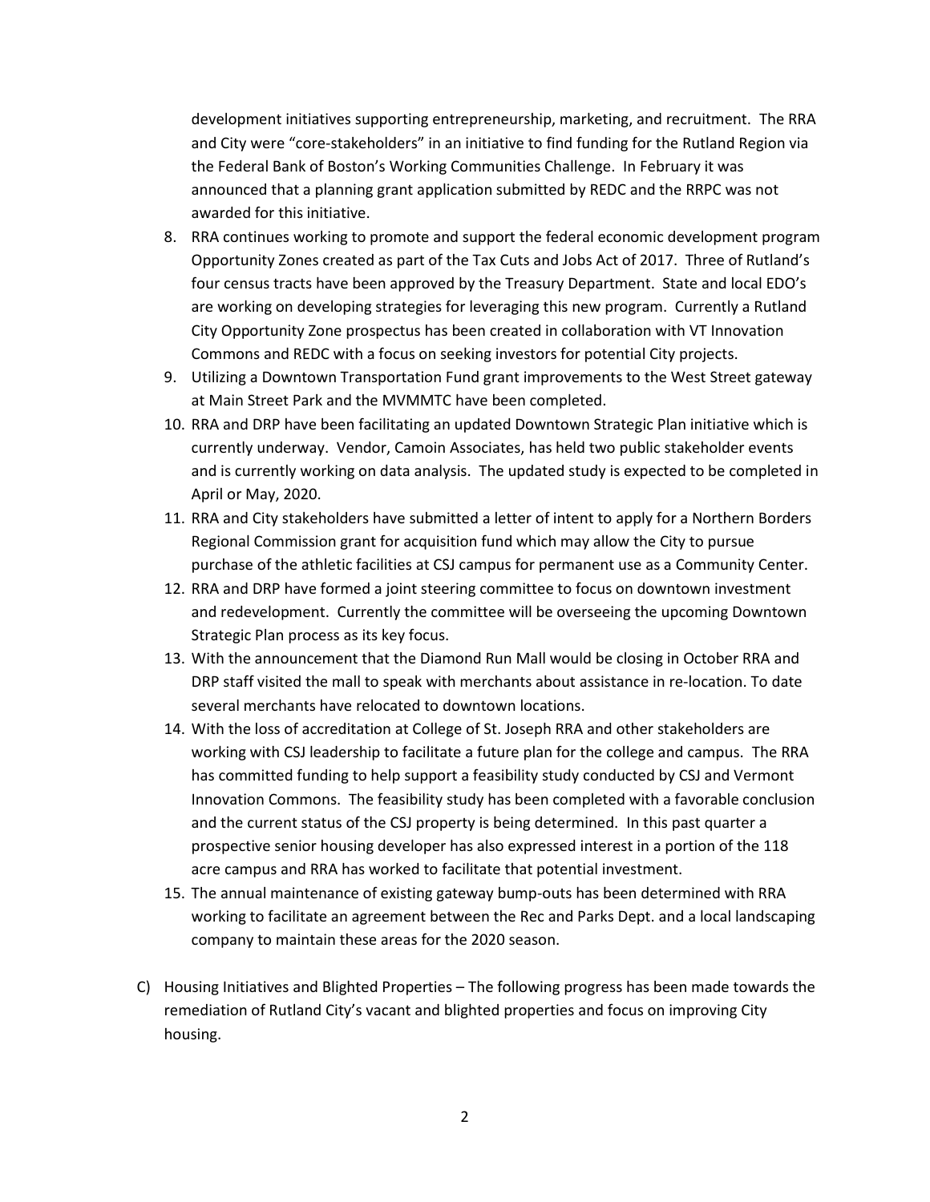development initiatives supporting entrepreneurship, marketing, and recruitment. The RRA and City were "core-stakeholders" in an initiative to find funding for the Rutland Region via the Federal Bank of Boston's Working Communities Challenge. In February it was announced that a planning grant application submitted by REDC and the RRPC was not awarded for this initiative.

8. RRA continues working to promote and support the federal economic development program Opportunity Zones created as part of the Tax Cuts and Jobs Act of 2017. Three of Rutland's four census tracts have been approved by the Treasury Department. State and local EDO's are working on developing strategies for leveraging this new program. Currently a Rutland City Opportunity Zone prospectus has been created in collaboration with VT Innovation Commons and REDC with a focus on seeking investors for potential City projects.
9. Utilizing a Downtown Transportation Fund grant improvements to the West Street gateway at Main Street Park and the MVMMTC have been completed.
10. RRA and DRP have been facilitating an updated Downtown Strategic Plan initiative which is currently underway. Vendor, Camoin Associates, has held two public stakeholder events and is currently working on data analysis. The updated study is expected to be completed in April or May, 2020.
11. RRA and City stakeholders have submitted a letter of intent to apply for a Northern Borders Regional Commission grant for acquisition fund which may allow the City to pursue purchase of the athletic facilities at CSJ campus for permanent use as a Community Center.
12. RRA and DRP have formed a joint steering committee to focus on downtown investment and redevelopment. Currently the committee will be overseeing the upcoming Downtown Strategic Plan process as its key focus.
13. With the announcement that the Diamond Run Mall would be closing in October RRA and DRP staff visited the mall to speak with merchants about assistance in re-location. To date several merchants have relocated to downtown locations.
14. With the loss of accreditation at College of St. Joseph RRA and other stakeholders are working with CSJ leadership to facilitate a future plan for the college and campus. The RRA has committed funding to help support a feasibility study conducted by CSJ and Vermont Innovation Commons. The feasibility study has been completed with a favorable conclusion and the current status of the CSJ property is being determined. In this past quarter a prospective senior housing developer has also expressed interest in a portion of the 118 acre campus and RRA has worked to facilitate that potential investment.
15. The annual maintenance of existing gateway bump-outs has been determined with RRA working to facilitate an agreement between the Rec and Parks Dept. and a local landscaping company to maintain these areas for the 2020 season.

C) Housing Initiatives and Blighted Properties – The following progress has been made towards the remediation of Rutland City's vacant and blighted properties and focus on improving City housing.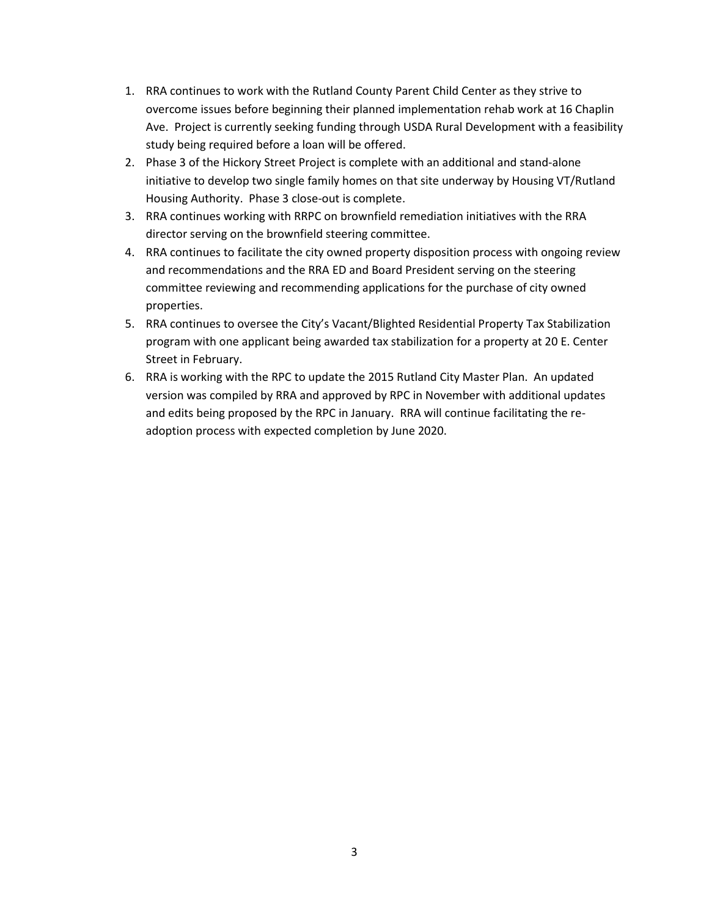1. RRA continues to work with the Rutland County Parent Child Center as they strive to overcome issues before beginning their planned implementation rehab work at 16 Chaplin Ave. Project is currently seeking funding through USDA Rural Development with a feasibility study being required before a loan will be offered.
2. Phase 3 of the Hickory Street Project is complete with an additional and stand-alone initiative to develop two single family homes on that site underway by Housing VT/Rutland Housing Authority. Phase 3 close-out is complete.
3. RRA continues working with RRPC on brownfield remediation initiatives with the RRA director serving on the brownfield steering committee.
4. RRA continues to facilitate the city owned property disposition process with ongoing review and recommendations and the RRA ED and Board President serving on the steering committee reviewing and recommending applications for the purchase of city owned properties.
5. RRA continues to oversee the City's Vacant/Blighted Residential Property Tax Stabilization program with one applicant being awarded tax stabilization for a property at 20 E. Center Street in February.
6. RRA is working with the RPC to update the 2015 Rutland City Master Plan. An updated version was compiled by RRA and approved by RPC in November with additional updates and edits being proposed by the RPC in January. RRA will continue facilitating the re-adoption process with expected completion by June 2020.